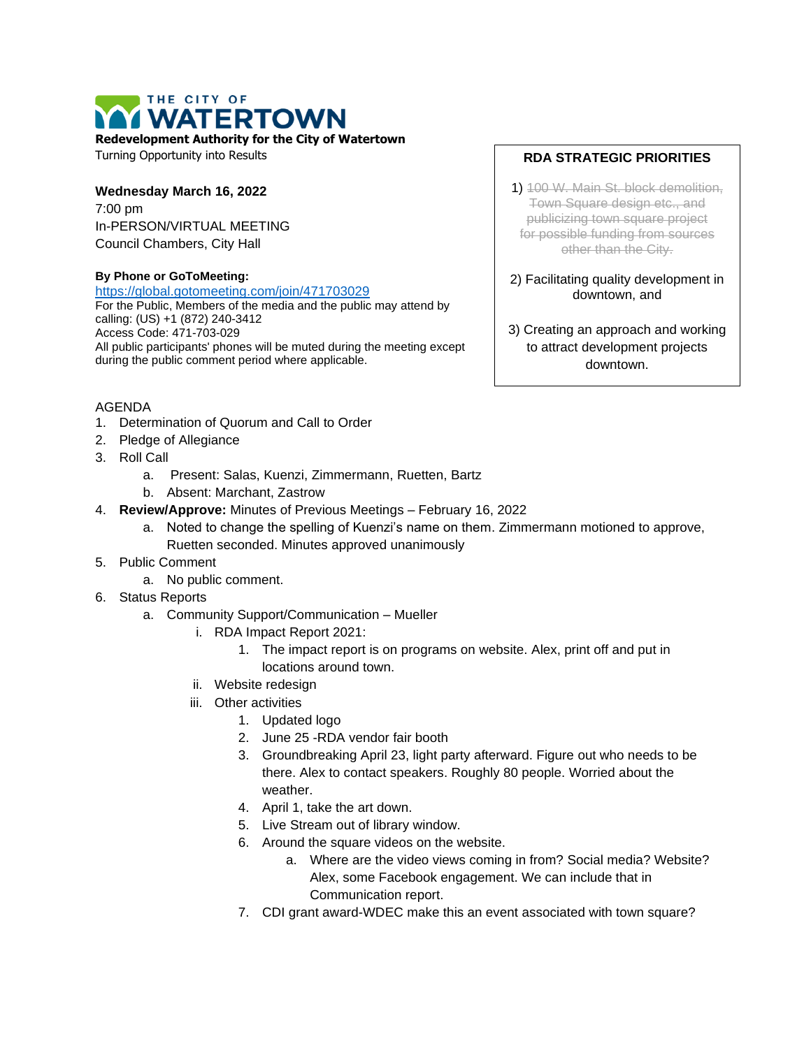# THE CITY OF WATERTOWN

**Redevelopment Authority for the City of Watertown**
Turning Opportunity into Results

**Wednesday March 16, 2022**
7:00 pm
In-PERSON/VIRTUAL MEETING
Council Chambers, City Hall

**By Phone or GoToMeeting:**
https://global.gotomeeting.com/join/471703029
For the Public, Members of the media and the public may attend by calling: (US) +1 (872) 240-3412
Access Code: 471-703-029
All public participants' phones will be muted during the meeting except during the public comment period where applicable.

**RDA STRATEGIC PRIORITIES**

1) ~~100 W. Main St. block demolition, Town Square design etc., and publicizing town square project for possible funding from sources other than the City.~~

2) Facilitating quality development in downtown, and

3) Creating an approach and working to attract development projects downtown.

AGENDA

1. Determination of Quorum and Call to Order
2. Pledge of Allegiance
3. Roll Call
   a. Present: Salas, Kuenzi, Zimmermann, Ruetten, Bartz
   b. Absent: Marchant, Zastrow
4. **Review/Approve:** Minutes of Previous Meetings – February 16, 2022
   a. Noted to change the spelling of Kuenzi's name on them. Zimmermann motioned to approve, Ruetten seconded. Minutes approved unanimously
5. Public Comment
   a. No public comment.
6. Status Reports
   a. Community Support/Communication – Mueller
      i. RDA Impact Report 2021:
         1. The impact report is on programs on website. Alex, print off and put in locations around town.
      ii. Website redesign
      iii. Other activities
         1. Updated logo
         2. June 25 -RDA vendor fair booth
         3. Groundbreaking April 23, light party afterward. Figure out who needs to be there. Alex to contact speakers. Roughly 80 people. Worried about the weather.
         4. April 1, take the art down.
         5. Live Stream out of library window.
         6. Around the square videos on the website.
            a. Where are the video views coming in from? Social media? Website? Alex, some Facebook engagement. We can include that in Communication report.
         7. CDI grant award-WDEC make this an event associated with town square?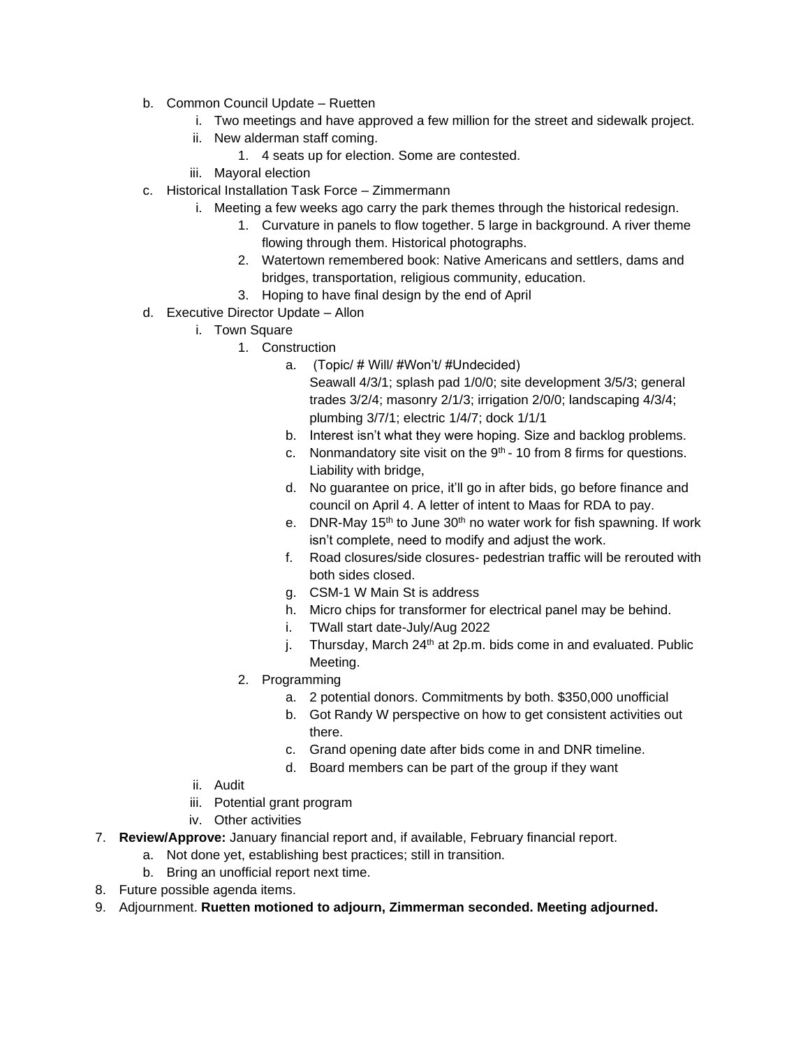b. Common Council Update – Ruetten
      i. Two meetings and have approved a few million for the street and sidewalk project.
      ii. New alderman staff coming.
         1. 4 seats up for election. Some are contested.
      iii. Mayoral election
   c. Historical Installation Task Force – Zimmermann
      i. Meeting a few weeks ago carry the park themes through the historical redesign.
         1. Curvature in panels to flow together. 5 large in background. A river theme flowing through them. Historical photographs.
         2. Watertown remembered book: Native Americans and settlers, dams and bridges, transportation, religious community, education.
         3. Hoping to have final design by the end of April
   d. Executive Director Update – Allon
      i. Town Square
         1. Construction
            a. (Topic/ # Will/ #Won't/ #Undecided)
               Seawall 4/3/1; splash pad 1/0/0; site development 3/5/3; general trades 3/2/4; masonry 2/1/3; irrigation 2/0/0; landscaping 4/3/4; plumbing 3/7/1; electric 1/4/7; dock 1/1/1
            b. Interest isn't what they were hoping. Size and backlog problems.
            c. Nonmandatory site visit on the 9th - 10 from 8 firms for questions. Liability with bridge,
            d. No guarantee on price, it'll go in after bids, go before finance and council on April 4. A letter of intent to Maas for RDA to pay.
            e. DNR-May 15th to June 30th no water work for fish spawning. If work isn't complete, need to modify and adjust the work.
            f. Road closures/side closures- pedestrian traffic will be rerouted with both sides closed.
            g. CSM-1 W Main St is address
            h. Micro chips for transformer for electrical panel may be behind.
            i. TWall start date-July/Aug 2022
            j. Thursday, March 24th at 2p.m. bids come in and evaluated. Public Meeting.
         2. Programming
            a. 2 potential donors. Commitments by both. $350,000 unofficial
            b. Got Randy W perspective on how to get consistent activities out there.
            c. Grand opening date after bids come in and DNR timeline.
            d. Board members can be part of the group if they want
      ii. Audit
      iii. Potential grant program
      iv. Other activities
7. **Review/Approve:** January financial report and, if available, February financial report.
   a. Not done yet, establishing best practices; still in transition.
   b. Bring an unofficial report next time.
8. Future possible agenda items.
9. Adjournment. **Ruetten motioned to adjourn, Zimmerman seconded. Meeting adjourned.**